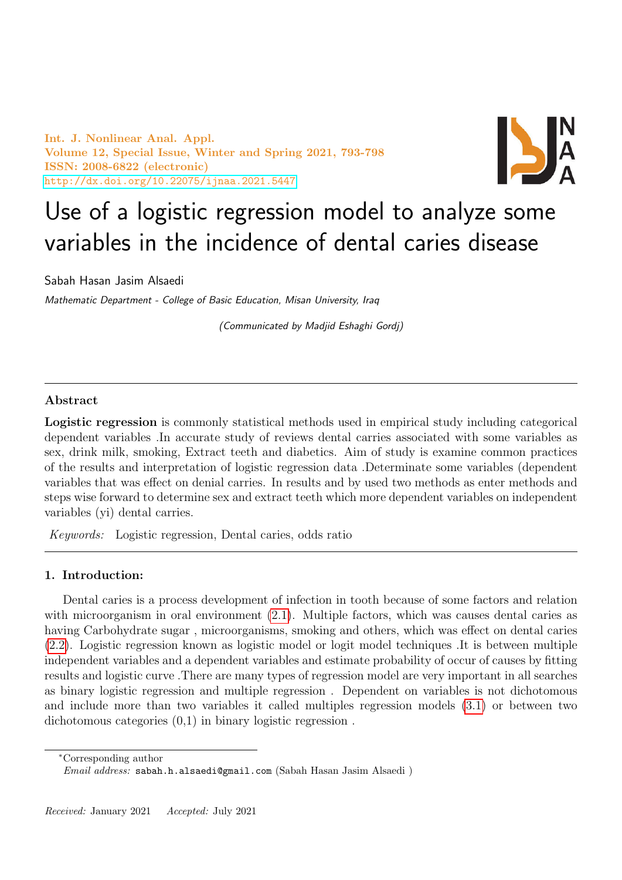# Use of a logistic regression model to analyze some variables in the incidence of dental caries disease

Sabah Hasan Jasim Alsaedi

*Mathematic Department - College of Basic Education, Misan University, Iraq*

*(Communicated by Madjid Eshaghi Gordj)*

---

## Abstract

**Logistic regression** is commonly statistical methods used in empirical study including categorical dependent variables .In accurate study of reviews dental carries associated with some variables as sex, drink milk, smoking, Extract teeth and diabetics. Aim of study is examine common practices of the results and interpretation of logistic regression data .Determinate some variables (dependent variables that was effect on denial carries. In results and by used two methods as enter methods and steps wise forward to determine sex and extract teeth which more dependent variables on independent variables (yi) dental carries.

*Keywords:* Logistic regression, Dental caries, odds ratio

---

## 1. Introduction:

Dental caries is a process development of infection in tooth because of some factors and relation with microorganism in oral environment (2.1). Multiple factors, which was causes dental caries as having Carbohydrate sugar , microorganisms, smoking and others, which was effect on dental caries (2.2). Logistic regression known as logistic model or logit model techniques .It is between multiple independent variables and a dependent variables and estimate probability of occur of causes by fitting results and logistic curve .There are many types of regression model are very important in all searches as binary logistic regression and multiple regression . Dependent on variables is not dichotomous and include more than two variables it called multiples regression models (3.1) or between two dichotomous categories (0,1) in binary logistic regression .

---

*Corresponding author

*Email address:* sabah.h.alsaedi@gmail.com (Sabah Hasan Jasim Alsaedi )

*Received:* January 2021 *Accepted:* July 2021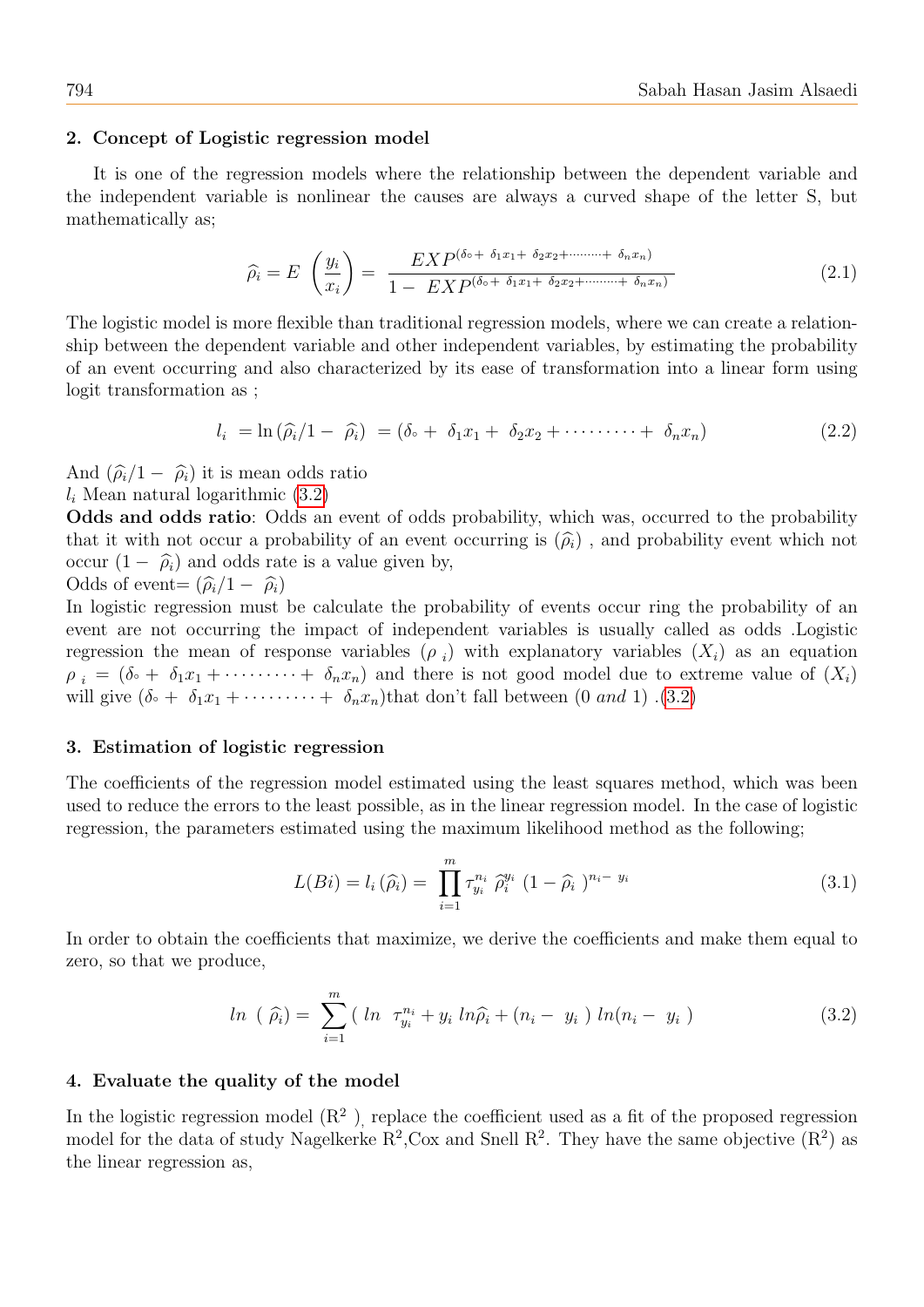## 2. Concept of Logistic regression model

It is one of the regression models where the relationship between the dependent variable and the independent variable is nonlinear the causes are always a curved shape of the letter S, but mathematically as;

$$\widehat{\rho}_i = E\left(\frac{y_i}{x_i}\right) = \frac{EXP^{(\delta_\circ +\ \delta_1 x_1 +\ \delta_2 x_2 + \cdots\cdots\cdots +\ \delta_n x_n)}}{1 -\ EXP^{(\delta_\circ +\ \delta_1 x_1 +\ \delta_2 x_2 + \cdots\cdots\cdots +\ \delta_n x_n)}} \tag{2.1}$$

The logistic model is more flexible than traditional regression models, where we can create a relationship between the dependent variable and other independent variables, by estimating the probability of an event occurring and also characterized by its ease of transformation into a linear form using logit transformation as ;

$$l_i\ = \ln\left(\widehat{\rho}_i/1 -\ \widehat{\rho}_i\right)\ = (\delta_\circ +\ \delta_1 x_1 +\ \delta_2 x_2 + \cdots\cdots\cdots +\ \delta_n x_n) \tag{2.2}$$

And $(\widehat{\rho}_i/1 -\ \widehat{\rho}_i)$ it is mean odds ratio

$l_i$ Mean natural logarithmic (3.2)

**Odds and odds ratio**: Odds an event of odds probability, which was, occurred to the probability that it with not occur a probability of an event occurring is $(\widehat{\rho}_i)$ , and probability event which not occur $(1 -\ \widehat{\rho}_i)$ and odds rate is a value given by,

Odds of event= $(\widehat{\rho}_i/1 -\ \widehat{\rho}_i)$

In logistic regression must be calculate the probability of events occur ring the probability of an event are not occurring the impact of independent variables is usually called as odds .Logistic regression the mean of response variables $(\rho\ _i)$ with explanatory variables $(X_i)$ as an equation $\rho\ _i\ = (\delta_\circ +\ \delta_1 x_1 + \cdots\cdots\cdots +\ \delta_n x_n)$ and there is not good model due to extreme value of $(X_i)$ will give $(\delta_\circ +\ \delta_1 x_1 + \cdots\cdots\cdots +\ \delta_n x_n)$that don't fall between $(0\ and\ 1)$ .(3.2)

## 3. Estimation of logistic regression

The coefficients of the regression model estimated using the least squares method, which was been used to reduce the errors to the least possible, as in the linear regression model. In the case of logistic regression, the parameters estimated using the maximum likelihood method as the following;

$$L(Bi) = l_i\left(\widehat{\rho}_i\right) = \prod_{i=1}^{m} \tau_{y_i}^{n_i}\ \widehat{\rho}_i^{y_i}\ \left(1 - \widehat{\rho}_i\ \right)^{n_i -\ y_i} \tag{3.1}$$

In order to obtain the coefficients that maximize, we derive the coefficients and make them equal to zero, so that we produce,

$$ln\ \left(\ \widehat{\rho}_i\right) = \sum_{i=1}^{m} \left(\ ln\ \ \tau_{y_i}^{n_i} + y_i\ ln\widehat{\rho}_i + (n_i -\ \ y_i\ )\ ln(n_i -\ \ y_i\ \right) \tag{3.2}$$

## 4. Evaluate the quality of the model

In the logistic regression model ($R^2$ ), replace the coefficient used as a fit of the proposed regression model for the data of study Nagelkerke $R^2$,Cox and Snell $R^2$. They have the same objective ($R^2$) as the linear regression as,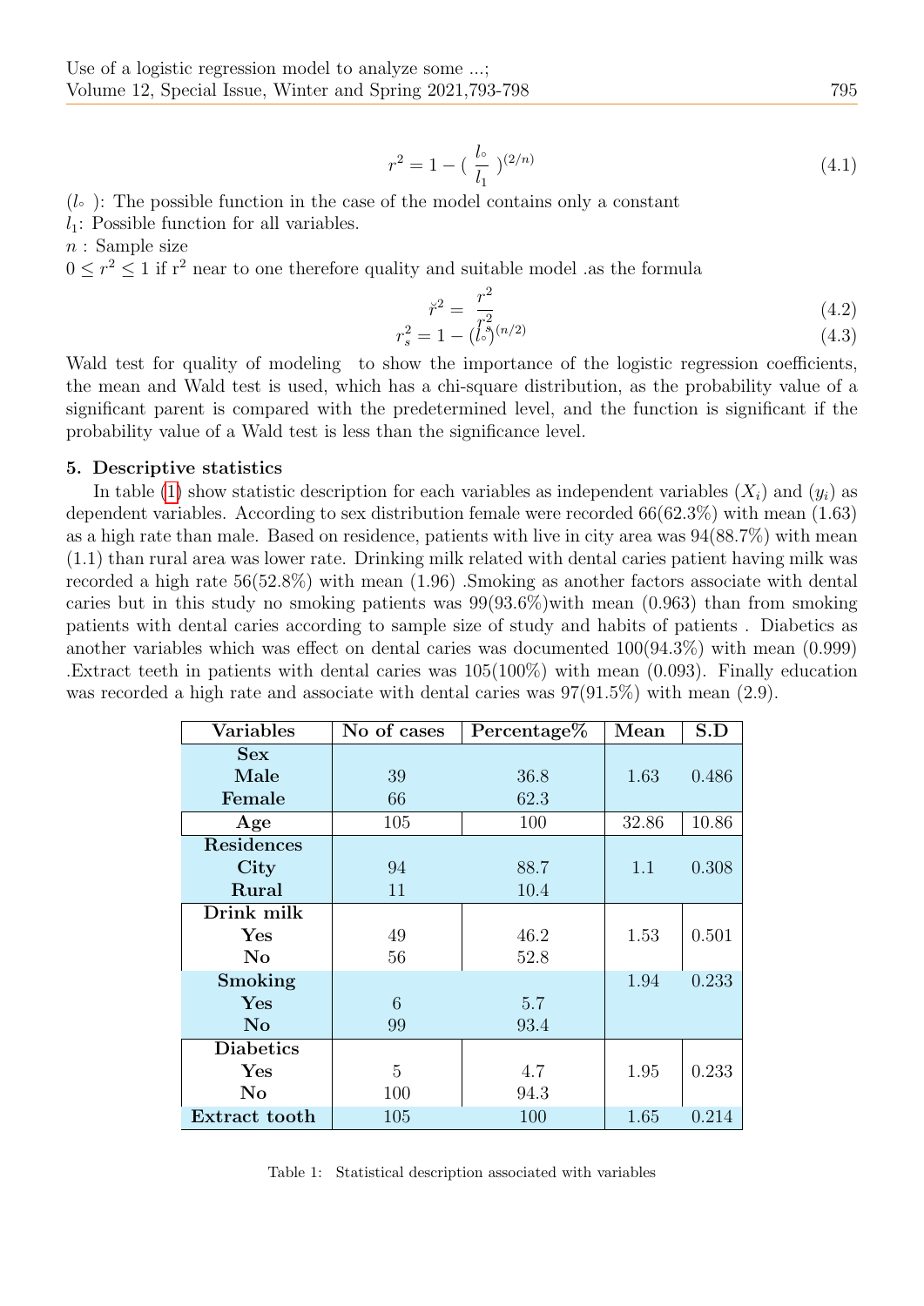$$r^2 = 1 - \left( \frac{l_\circ}{l_1} \right)^{(2/n)} \tag{4.1}$$

($l_\circ$ ): The possible function in the case of the model contains only a constant

$l_1$: Possible function for all variables.

$n$ : Sample size

$0 \leq r^2 \leq 1$ if $r^2$ near to one therefore quality and suitable model .as the formula

$$\breve{r}^2 = \frac{r^2}{r_s^2} \tag{4.2}$$

$$r_s^2 = 1 - (l_\circ)^{(n/2)} \tag{4.3}$$

Wald test for quality of modeling to show the importance of the logistic regression coefficients, the mean and Wald test is used, which has a chi-square distribution, as the probability value of a significant parent is compared with the predetermined level, and the function is significant if the probability value of a Wald test is less than the significance level.

## 5. Descriptive statistics

In table (1) show statistic description for each variables as independent variables ($X_i$) and ($y_i$) as dependent variables. According to sex distribution female were recorded 66(62.3%) with mean (1.63) as a high rate than male. Based on residence, patients with live in city area was 94(88.7%) with mean (1.1) than rural area was lower rate. Drinking milk related with dental caries patient having milk was recorded a high rate 56(52.8%) with mean (1.96) .Smoking as another factors associate with dental caries but in this study no smoking patients was 99(93.6%)with mean (0.963) than from smoking patients with dental caries according to sample size of study and habits of patients . Diabetics as another variables which was effect on dental caries was documented 100(94.3%) with mean (0.999) .Extract teeth in patients with dental caries was 105(100%) with mean (0.093). Finally education was recorded a high rate and associate with dental caries was 97(91.5%) with mean (2.9).

| Variables | No of cases | Percentage% | Mean | S.D |
|---|---|---|---|---|
| **Sex** | | | | |
| **Male** | 39 | 36.8 | 1.63 | 0.486 |
| **Female** | 66 | 62.3 | | |
| **Age** | 105 | 100 | 32.86 | 10.86 |
| **Residences** | | | | |
| **City** | 94 | 88.7 | 1.1 | 0.308 |
| **Rural** | 11 | 10.4 | | |
| **Drink milk** | | | | |
| **Yes** | 49 | 46.2 | 1.53 | 0.501 |
| **No** | 56 | 52.8 | | |
| **Smoking** | | | 1.94 | 0.233 |
| **Yes** | 6 | 5.7 | | |
| **No** | 99 | 93.4 | | |
| **Diabetics** | | | | |
| **Yes** | 5 | 4.7 | 1.95 | 0.233 |
| **No** | 100 | 94.3 | | |
| **Extract tooth** | 105 | 100 | 1.65 | 0.214 |

Table 1: Statistical description associated with variables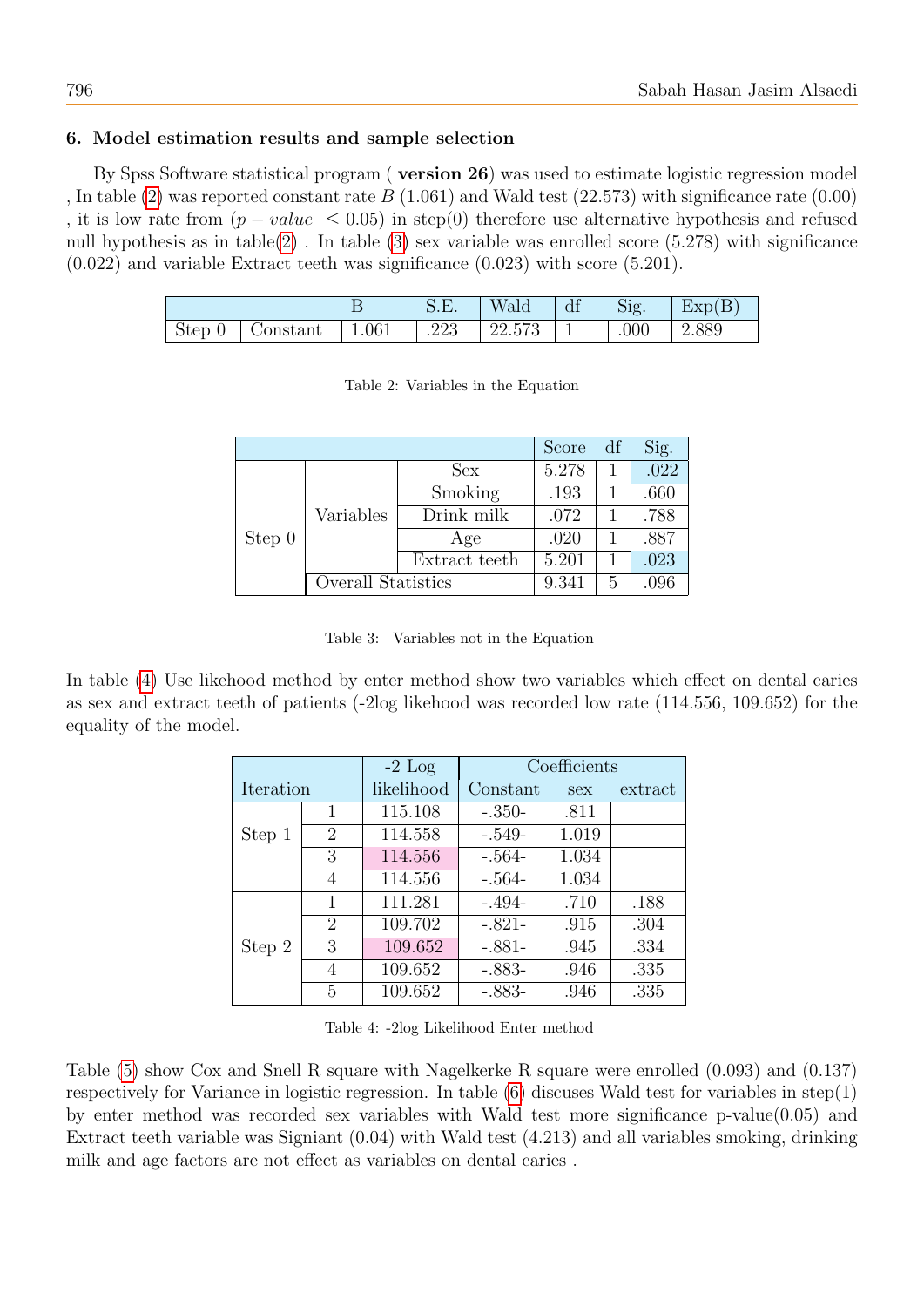## 6. Model estimation results and sample selection

By Spss Software statistical program ( **version 26**) was used to estimate logistic regression model , In table (2) was reported constant rate $B$ (1.061) and Wald test (22.573) with significance rate (0.00) , it is low rate from ($p-value \leq 0.05$) in step(0) therefore use alternative hypothesis and refused null hypothesis as in table(2) . In table (3) sex variable was enrolled score (5.278) with significance (0.022) and variable Extract teeth was significance (0.023) with score (5.201).

| | | B | S.E. | Wald | df | Sig. | Exp(B) |
|---|---|---|---|---|---|---|---|
| Step 0 | Constant | 1.061 | .223 | 22.573 | 1 | .000 | 2.889 |

Table 2: Variables in the Equation

| | | | Score | df | Sig. |
|---|---|---|---|---|---|
| Step 0 | Variables | Sex | 5.278 | 1 | .022 |
| | | Smoking | .193 | 1 | .660 |
| | | Drink milk | .072 | 1 | .788 |
| | | Age | .020 | 1 | .887 |
| | | Extract teeth | 5.201 | 1 | .023 |
| | Overall Statistics | | 9.341 | 5 | .096 |

Table 3: Variables not in the Equation

In table (4) Use likehood method by enter method show two variables which effect on dental caries as sex and extract teeth of patients (-2log likehood was recorded low rate (114.556, 109.652) for the equality of the model.

| Iteration | | -2 Log likelihood | Coefficients | | |
|---|---|---|---|---|---|
| | | | Constant | sex | extract |
| Step 1 | 1 | 115.108 | -.350- | .811 | |
| | 2 | 114.558 | -.549- | 1.019 | |
| | 3 | 114.556 | -.564- | 1.034 | |
| | 4 | 114.556 | -.564- | 1.034 | |
| Step 2 | 1 | 111.281 | -.494- | .710 | .188 |
| | 2 | 109.702 | -.821- | .915 | .304 |
| | 3 | 109.652 | -.881- | .945 | .334 |
| | 4 | 109.652 | -.883- | .946 | .335 |
| | 5 | 109.652 | -.883- | .946 | .335 |

Table 4: -2log Likelihood Enter method

Table (5) show Cox and Snell R square with Nagelkerke R square were enrolled (0.093) and (0.137) respectively for Variance in logistic regression. In table (6) discuses Wald test for variables in step(1) by enter method was recorded sex variables with Wald test more significance p-value(0.05) and Extract teeth variable was Signiant (0.04) with Wald test (4.213) and all variables smoking, drinking milk and age factors are not effect as variables on dental caries .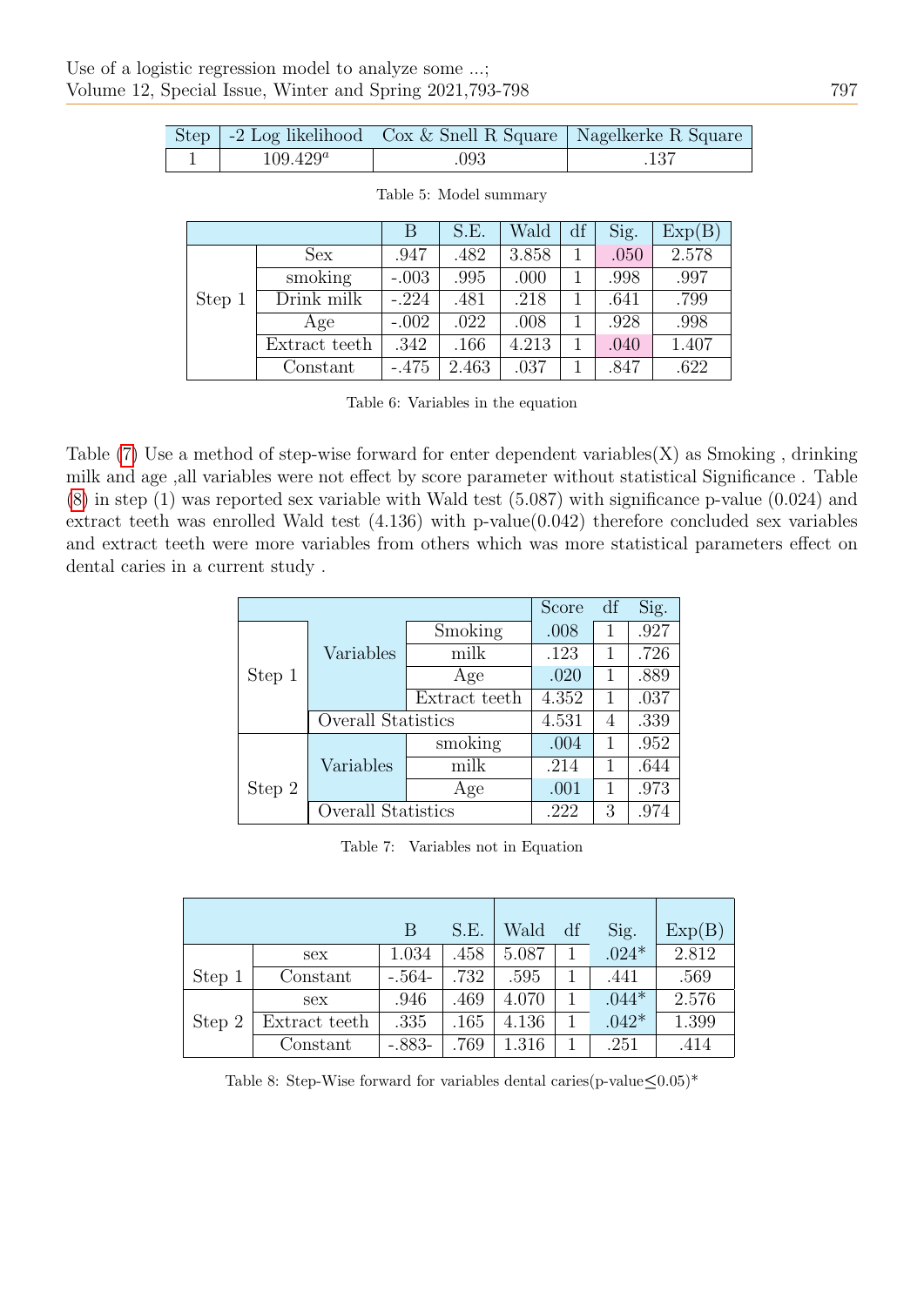| Step | -2 Log likelihood | Cox & Snell R Square | Nagelkerke R Square |
|---|---|---|---|
| 1 | $109.429^a$ | .093 | .137 |

Table 5: Model summary

| | | B | S.E. | Wald | df | Sig. | Exp(B) |
|---|---|---|---|---|---|---|---|
| Step 1 | Sex | .947 | .482 | 3.858 | 1 | .050 | 2.578 |
| | smoking | -.003 | .995 | .000 | 1 | .998 | .997 |
| | Drink milk | -.224 | .481 | .218 | 1 | .641 | .799 |
| | Age | -.002 | .022 | .008 | 1 | .928 | .998 |
| | Extract teeth | .342 | .166 | 4.213 | 1 | .040 | 1.407 |
| | Constant | -.475 | 2.463 | .037 | 1 | .847 | .622 |

Table 6: Variables in the equation

Table (7) Use a method of step-wise forward for enter dependent variables(X) as Smoking , drinking milk and age ,all variables were not effect by score parameter without statistical Significance . Table (8) in step (1) was reported sex variable with Wald test (5.087) with significance p-value (0.024) and extract teeth was enrolled Wald test (4.136) with p-value(0.042) therefore concluded sex variables and extract teeth were more variables from others which was more statistical parameters effect on dental caries in a current study .

| | | | Score | df | Sig. |
|---|---|---|---|---|---|
| Step 1 | Variables | Smoking | .008 | 1 | .927 |
| | | milk | .123 | 1 | .726 |
| | | Age | .020 | 1 | .889 |
| | | Extract teeth | 4.352 | 1 | .037 |
| | Overall Statistics | | 4.531 | 4 | .339 |
| Step 2 | Variables | smoking | .004 | 1 | .952 |
| | | milk | .214 | 1 | .644 |
| | | Age | .001 | 1 | .973 |
| | Overall Statistics | | .222 | 3 | .974 |

Table 7: Variables not in Equation

| | | B | S.E. | Wald | df | Sig. | Exp(B) |
|---|---|---|---|---|---|---|---|
| Step 1 | sex | 1.034 | .458 | 5.087 | 1 | .024* | 2.812 |
| | Constant | -.564- | .732 | .595 | 1 | .441 | .569 |
| Step 2 | sex | .946 | .469 | 4.070 | 1 | .044* | 2.576 |
| | Extract teeth | .335 | .165 | 4.136 | 1 | .042* | 1.399 |
| | Constant | -.883- | .769 | 1.316 | 1 | .251 | .414 |

Table 8: Step-Wise forward for variables dental caries(p-value$\leq$0.05)*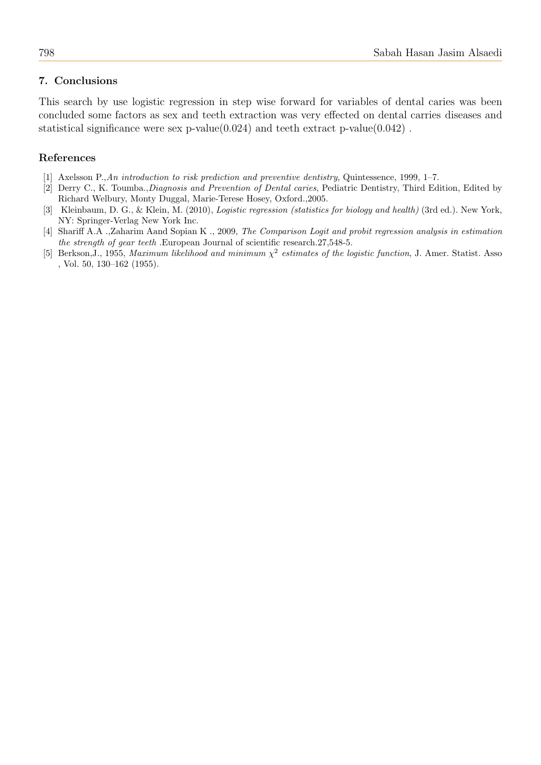## 7. Conclusions

This search by use logistic regression in step wise forward for variables of dental caries was been concluded some factors as sex and teeth extraction was very effected on dental carries diseases and statistical significance were sex p-value(0.024) and teeth extract p-value(0.042) .

## References

[1] Axelsson P.,*An introduction to risk prediction and preventive dentistry*, Quintessence, 1999, 1–7.

[2] Derry C., K. Toumba.,*Diagnosis and Prevention of Dental caries*, Pediatric Dentistry, Third Edition, Edited by Richard Welbury, Monty Duggal, Marie-Terese Hosey, Oxford.,2005.

[3] Kleinbaum, D. G., & Klein, M. (2010), *Logistic regression (statistics for biology and health)* (3rd ed.). New York, NY: Springer-Verlag New York Inc.

[4] Shariff A.A .,Zaharim Aand Sopian K ., 2009, *The Comparison Logit and probit regression analysis in estimation the strength of gear teeth* .European Journal of scientific research.27,548-5.

[5] Berkson,J., 1955, *Maximum likelihood and minimum* $\chi^2$ *estimates of the logistic function*, J. Amer. Statist. Asso , Vol. 50, 130–162 (1955).